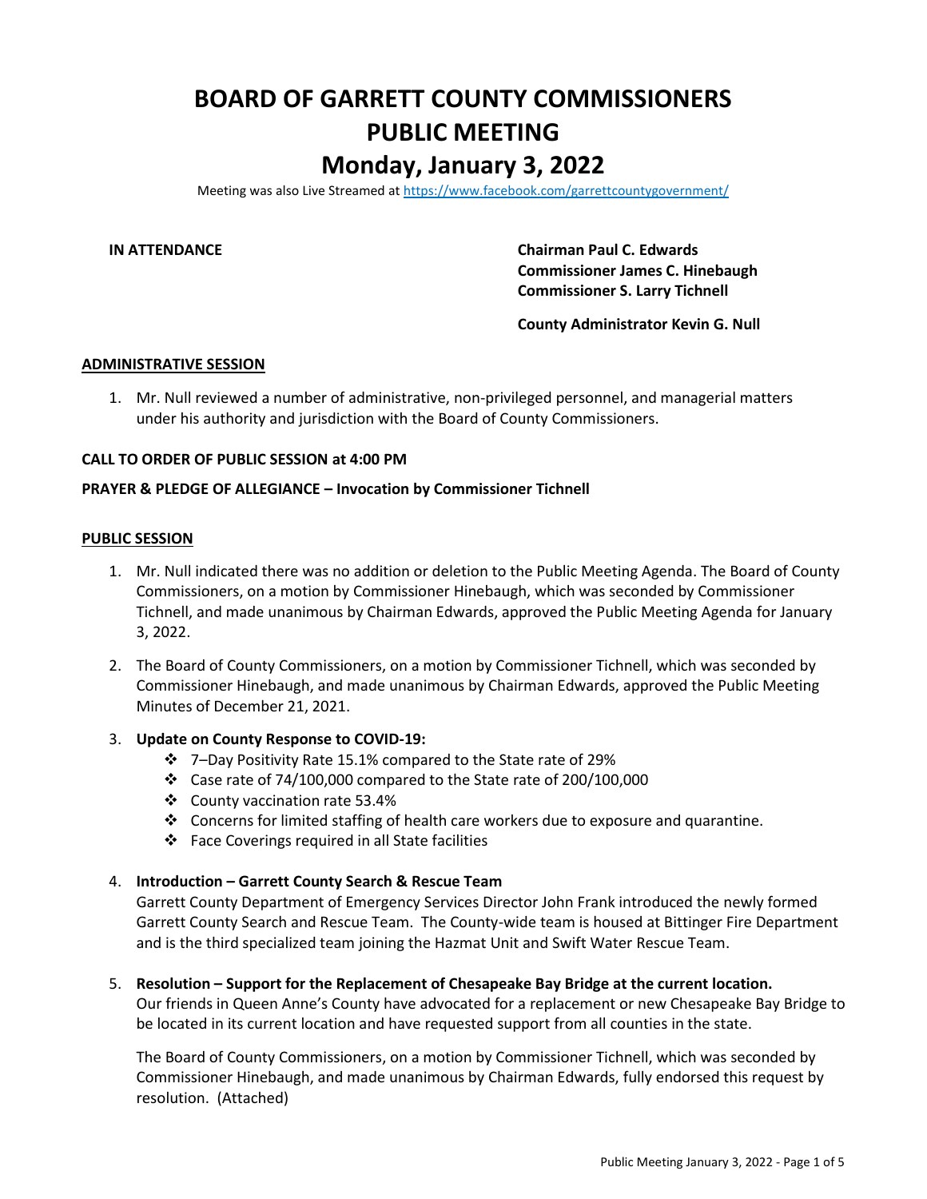# BOARD OF GARRETT COUNTY COMMISSIONERS
# PUBLIC MEETING
# Monday, January 3, 2022

Meeting was also Live Streamed at https://www.facebook.com/garrettcountygovernment/

**IN ATTENDANCE**

**Chairman Paul C. Edwards**
**Commissioner James C. Hinebaugh**
**Commissioner S. Larry Tichnell**

**County Administrator Kevin G. Null**

## ADMINISTRATIVE SESSION

1. Mr. Null reviewed a number of administrative, non-privileged personnel, and managerial matters under his authority and jurisdiction with the Board of County Commissioners.

**CALL TO ORDER OF PUBLIC SESSION at 4:00 PM**

**PRAYER & PLEDGE OF ALLEGIANCE – Invocation by Commissioner Tichnell**

## PUBLIC SESSION

1. Mr. Null indicated there was no addition or deletion to the Public Meeting Agenda. The Board of County Commissioners, on a motion by Commissioner Hinebaugh, which was seconded by Commissioner Tichnell, and made unanimous by Chairman Edwards, approved the Public Meeting Agenda for January 3, 2022.

2. The Board of County Commissioners, on a motion by Commissioner Tichnell, which was seconded by Commissioner Hinebaugh, and made unanimous by Chairman Edwards, approved the Public Meeting Minutes of December 21, 2021.

3. **Update on County Response to COVID-19:**
   - 7–Day Positivity Rate 15.1% compared to the State rate of 29%
   - Case rate of 74/100,000 compared to the State rate of 200/100,000
   - County vaccination rate 53.4%
   - Concerns for limited staffing of health care workers due to exposure and quarantine.
   - Face Coverings required in all State facilities

4. **Introduction – Garrett County Search & Rescue Team**
   Garrett County Department of Emergency Services Director John Frank introduced the newly formed Garrett County Search and Rescue Team. The County-wide team is housed at Bittinger Fire Department and is the third specialized team joining the Hazmat Unit and Swift Water Rescue Team.

5. **Resolution – Support for the Replacement of Chesapeake Bay Bridge at the current location.**
   Our friends in Queen Anne's County have advocated for a replacement or new Chesapeake Bay Bridge to be located in its current location and have requested support from all counties in the state.

   The Board of County Commissioners, on a motion by Commissioner Tichnell, which was seconded by Commissioner Hinebaugh, and made unanimous by Chairman Edwards, fully endorsed this request by resolution. (Attached)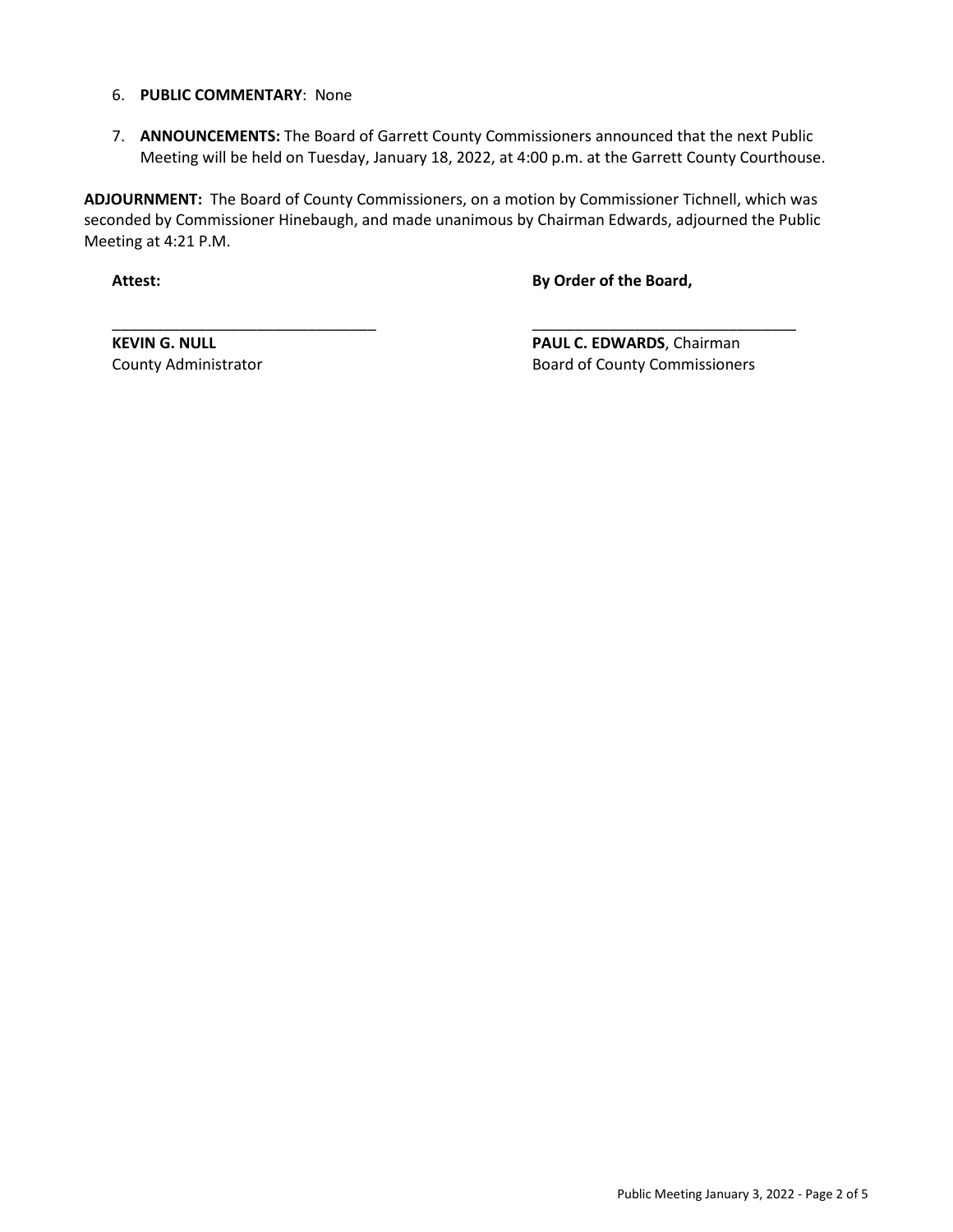6. **PUBLIC COMMENTARY**: None

7. **ANNOUNCEMENTS:** The Board of Garrett County Commissioners announced that the next Public Meeting will be held on Tuesday, January 18, 2022, at 4:00 p.m. at the Garrett County Courthouse.

**ADJOURNMENT:** The Board of County Commissioners, on a motion by Commissioner Tichnell, which was seconded by Commissioner Hinebaugh, and made unanimous by Chairman Edwards, adjourned the Public Meeting at 4:21 P.M.

**Attest:**

\_\_\_\_\_\_\_\_\_\_\_\_\_\_\_\_\_\_\_\_\_\_\_\_\_\_\_\_\_\_\_\_

**KEVIN G. NULL**
County Administrator

**By Order of the Board,**

\_\_\_\_\_\_\_\_\_\_\_\_\_\_\_\_\_\_\_\_\_\_\_\_\_\_\_\_\_\_\_\_

**PAUL C. EDWARDS**, Chairman
Board of County Commissioners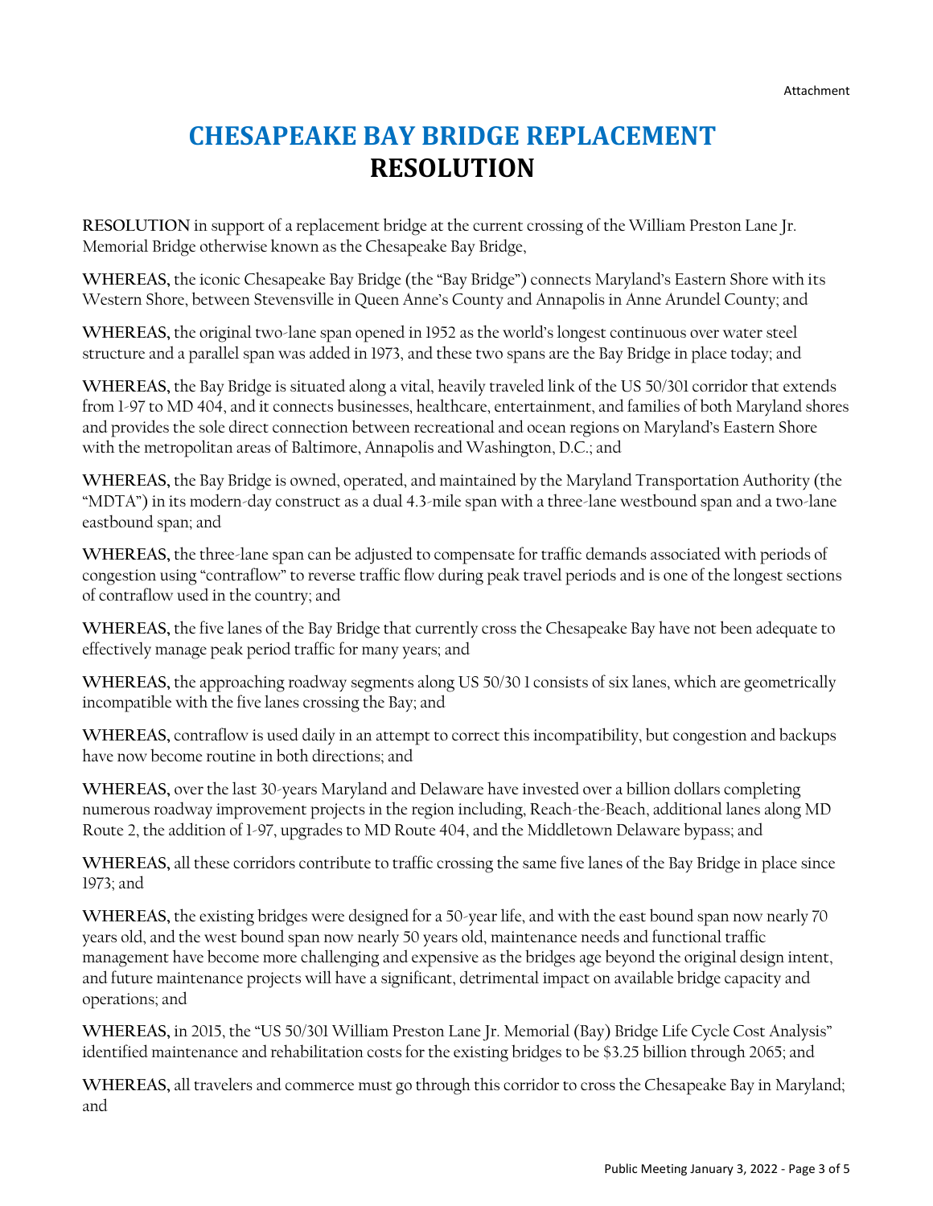# CHESAPEAKE BAY BRIDGE REPLACEMENT
# RESOLUTION

**RESOLUTION** in support of a replacement bridge at the current crossing of the William Preston Lane Jr. Memorial Bridge otherwise known as the Chesapeake Bay Bridge,

**WHEREAS,** the iconic Chesapeake Bay Bridge (the "Bay Bridge") connects Maryland's Eastern Shore with its Western Shore, between Stevensville in Queen Anne's County and Annapolis in Anne Arundel County; and

**WHEREAS,** the original two-lane span opened in 1952 as the world's longest continuous over water steel structure and a parallel span was added in 1973, and these two spans are the Bay Bridge in place today; and

**WHEREAS,** the Bay Bridge is situated along a vital, heavily traveled link of the US 50/301 corridor that extends from I-97 to MD 404, and it connects businesses, healthcare, entertainment, and families of both Maryland shores and provides the sole direct connection between recreational and ocean regions on Maryland's Eastern Shore with the metropolitan areas of Baltimore, Annapolis and Washington, D.C.; and

**WHEREAS,** the Bay Bridge is owned, operated, and maintained by the Maryland Transportation Authority (the "MDTA") in its modern-day construct as a dual 4.3-mile span with a three-lane westbound span and a two-lane eastbound span; and

**WHEREAS,** the three-lane span can be adjusted to compensate for traffic demands associated with periods of congestion using "contraflow" to reverse traffic flow during peak travel periods and is one of the longest sections of contraflow used in the country; and

**WHEREAS,** the five lanes of the Bay Bridge that currently cross the Chesapeake Bay have not been adequate to effectively manage peak period traffic for many years; and

**WHEREAS,** the approaching roadway segments along US 50/30 1 consists of six lanes, which are geometrically incompatible with the five lanes crossing the Bay; and

**WHEREAS,** contraflow is used daily in an attempt to correct this incompatibility, but congestion and backups have now become routine in both directions; and

**WHEREAS,** over the last 30-years Maryland and Delaware have invested over a billion dollars completing numerous roadway improvement projects in the region including, Reach-the-Beach, additional lanes along MD Route 2, the addition of I-97, upgrades to MD Route 404, and the Middletown Delaware bypass; and

**WHEREAS,** all these corridors contribute to traffic crossing the same five lanes of the Bay Bridge in place since 1973; and

**WHEREAS,** the existing bridges were designed for a 50-year life, and with the east bound span now nearly 70 years old, and the west bound span now nearly 50 years old, maintenance needs and functional traffic management have become more challenging and expensive as the bridges age beyond the original design intent, and future maintenance projects will have a significant, detrimental impact on available bridge capacity and operations; and

**WHEREAS,** in 2015, the "US 50/301 William Preston Lane Jr. Memorial (Bay) Bridge Life Cycle Cost Analysis" identified maintenance and rehabilitation costs for the existing bridges to be $3.25 billion through 2065; and

**WHEREAS,** all travelers and commerce must go through this corridor to cross the Chesapeake Bay in Maryland; and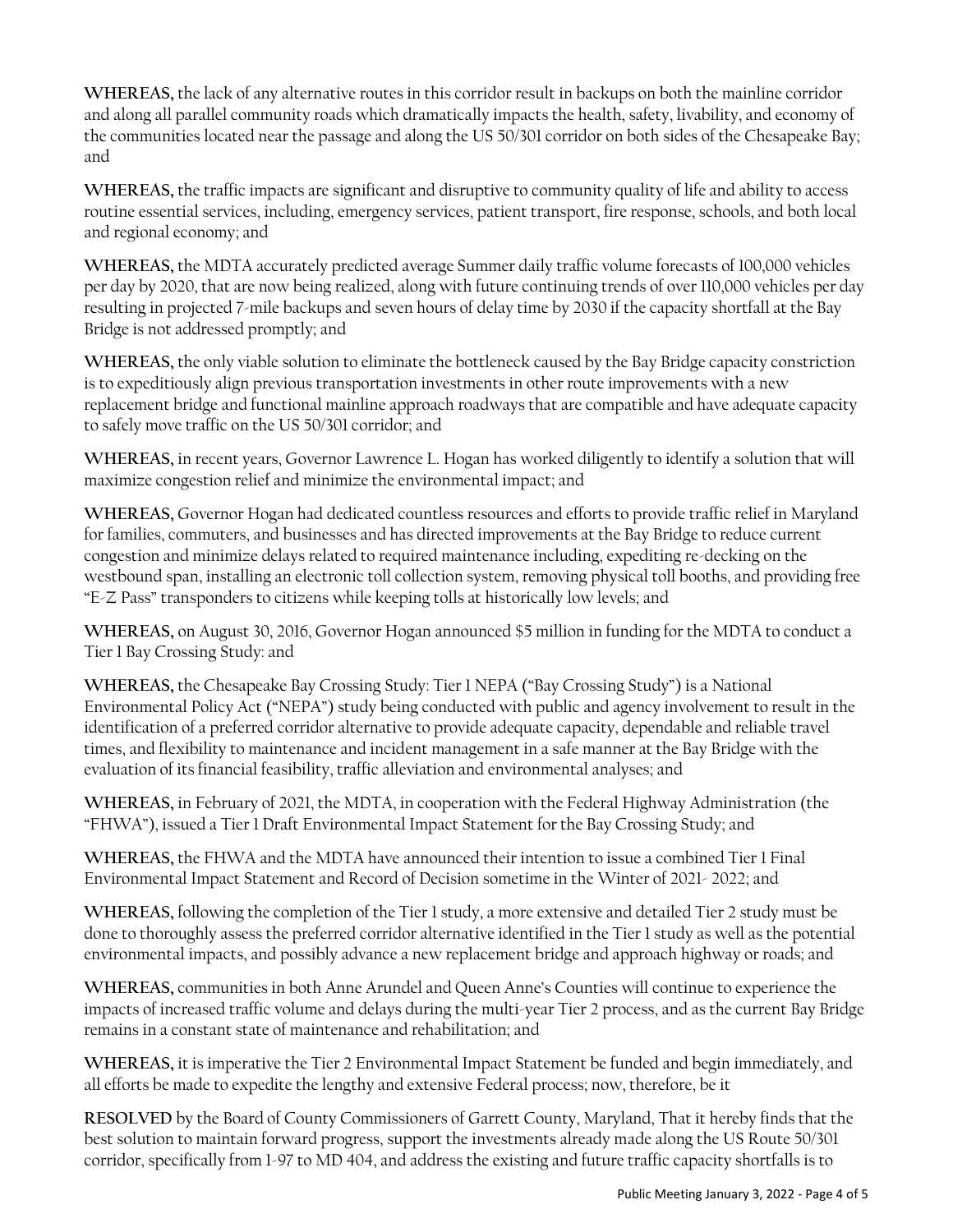**WHEREAS,** the lack of any alternative routes in this corridor result in backups on both the mainline corridor and along all parallel community roads which dramatically impacts the health, safety, livability, and economy of the communities located near the passage and along the US 50/301 corridor on both sides of the Chesapeake Bay; and

**WHEREAS,** the traffic impacts are significant and disruptive to community quality of life and ability to access routine essential services, including, emergency services, patient transport, fire response, schools, and both local and regional economy; and

**WHEREAS,** the MDTA accurately predicted average Summer daily traffic volume forecasts of 100,000 vehicles per day by 2020, that are now being realized, along with future continuing trends of over 110,000 vehicles per day resulting in projected 7-mile backups and seven hours of delay time by 2030 if the capacity shortfall at the Bay Bridge is not addressed promptly; and

**WHEREAS,** the only viable solution to eliminate the bottleneck caused by the Bay Bridge capacity constriction is to expeditiously align previous transportation investments in other route improvements with a new replacement bridge and functional mainline approach roadways that are compatible and have adequate capacity to safely move traffic on the US 50/301 corridor; and

**WHEREAS,** in recent years, Governor Lawrence L. Hogan has worked diligently to identify a solution that will maximize congestion relief and minimize the environmental impact; and

**WHEREAS,** Governor Hogan had dedicated countless resources and efforts to provide traffic relief in Maryland for families, commuters, and businesses and has directed improvements at the Bay Bridge to reduce current congestion and minimize delays related to required maintenance including, expediting re-decking on the westbound span, installing an electronic toll collection system, removing physical toll booths, and providing free "E-Z Pass" transponders to citizens while keeping tolls at historically low levels; and

**WHEREAS,** on August 30, 2016, Governor Hogan announced $5 million in funding for the MDTA to conduct a Tier 1 Bay Crossing Study: and

**WHEREAS,** the Chesapeake Bay Crossing Study: Tier 1 NEPA ("Bay Crossing Study") is a National Environmental Policy Act ("NEPA") study being conducted with public and agency involvement to result in the identification of a preferred corridor alternative to provide adequate capacity, dependable and reliable travel times, and flexibility to maintenance and incident management in a safe manner at the Bay Bridge with the evaluation of its financial feasibility, traffic alleviation and environmental analyses; and

**WHEREAS,** in February of 2021, the MDTA, in cooperation with the Federal Highway Administration (the "FHWA"), issued a Tier 1 Draft Environmental Impact Statement for the Bay Crossing Study; and

**WHEREAS,** the FHWA and the MDTA have announced their intention to issue a combined Tier 1 Final Environmental Impact Statement and Record of Decision sometime in the Winter of 2021- 2022; and

**WHEREAS,** following the completion of the Tier 1 study, a more extensive and detailed Tier 2 study must be done to thoroughly assess the preferred corridor alternative identified in the Tier 1 study as well as the potential environmental impacts, and possibly advance a new replacement bridge and approach highway or roads; and

**WHEREAS,** communities in both Anne Arundel and Queen Anne's Counties will continue to experience the impacts of increased traffic volume and delays during the multi-year Tier 2 process, and as the current Bay Bridge remains in a constant state of maintenance and rehabilitation; and

**WHEREAS,** it is imperative the Tier 2 Environmental Impact Statement be funded and begin immediately, and all efforts be made to expedite the lengthy and extensive Federal process; now, therefore, be it

**RESOLVED** by the Board of County Commissioners of Garrett County, Maryland, That it hereby finds that the best solution to maintain forward progress, support the investments already made along the US Route 50/301 corridor, specifically from I-97 to MD 404, and address the existing and future traffic capacity shortfalls is to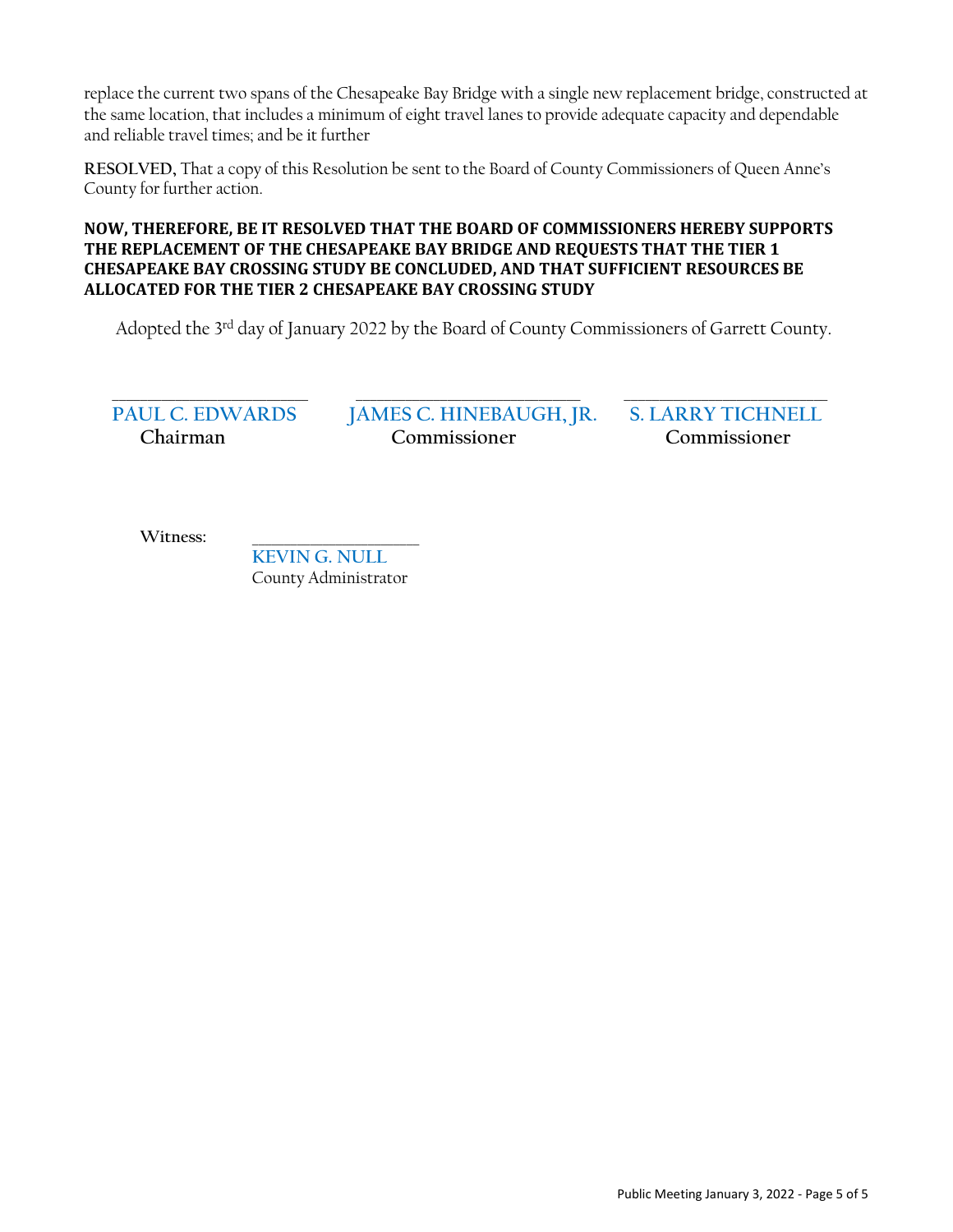replace the current two spans of the Chesapeake Bay Bridge with a single new replacement bridge, constructed at the same location, that includes a minimum of eight travel lanes to provide adequate capacity and dependable and reliable travel times; and be it further

**RESOLVED,** That a copy of this Resolution be sent to the Board of County Commissioners of Queen Anne's County for further action.

**NOW, THEREFORE, BE IT RESOLVED THAT THE BOARD OF COMMISSIONERS HEREBY SUPPORTS THE REPLACEMENT OF THE CHESAPEAKE BAY BRIDGE AND REQUESTS THAT THE TIER 1 CHESAPEAKE BAY CROSSING STUDY BE CONCLUDED, AND THAT SUFFICIENT RESOURCES BE ALLOCATED FOR THE TIER 2 CHESAPEAKE BAY CROSSING STUDY**

Adopted the 3rd day of January 2022 by the Board of County Commissioners of Garrett County.

| | | |
|---|---|---|
| \_\_\_\_\_\_\_\_\_\_\_\_\_\_\_\_\_\_\_\_ | \_\_\_\_\_\_\_\_\_\_\_\_\_\_\_\_\_\_\_\_ | \_\_\_\_\_\_\_\_\_\_\_\_\_\_\_\_\_\_\_\_ |
| PAUL C. EDWARDS | JAMES C. HINEBAUGH, JR. | S. LARRY TICHNELL |
| **Chairman** | **Commissioner** | **Commissioner** |

**Witness:** \_\_\_\_\_\_\_\_\_\_\_\_\_\_\_\_\_\_\_\_

KEVIN G. NULL
County Administrator